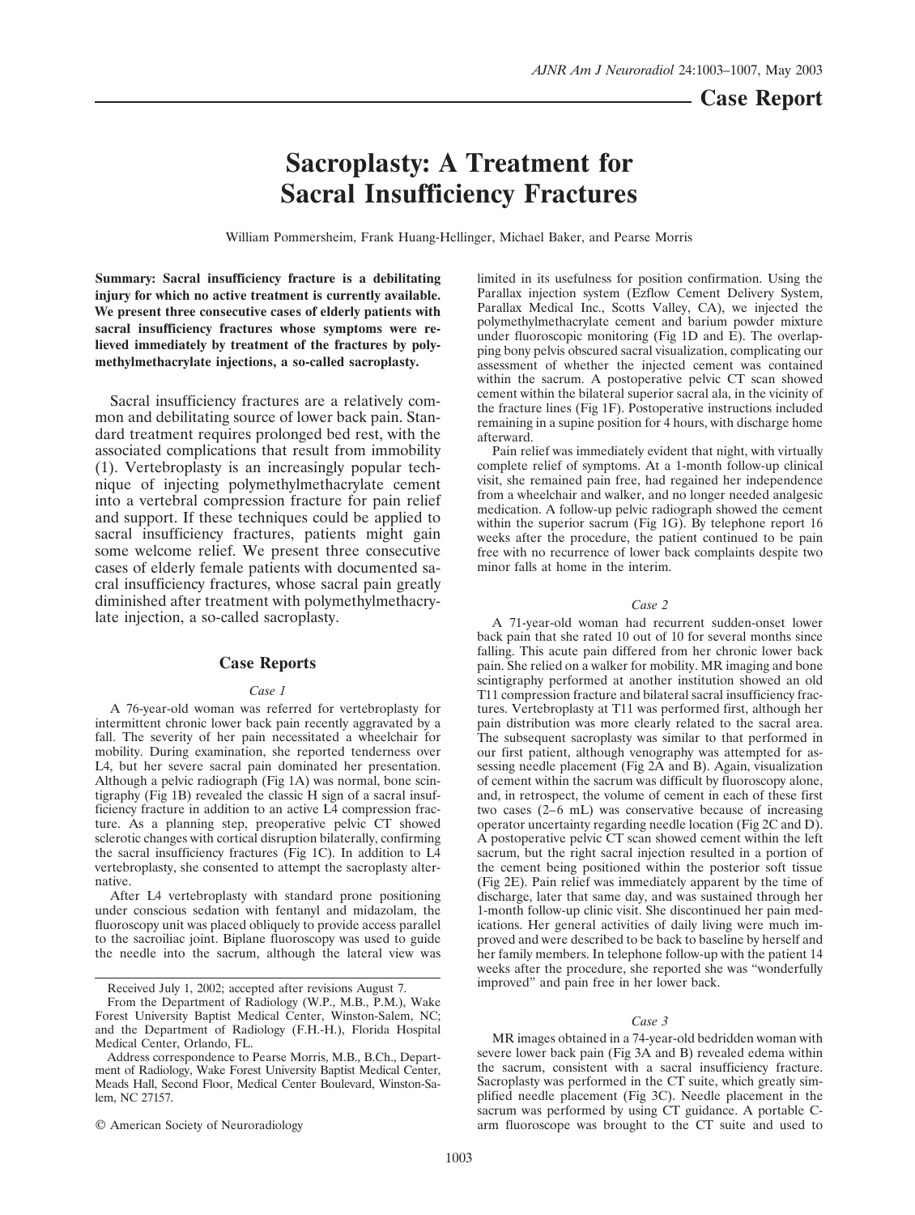**Case Report**

# Sacroplasty: A Treatment for Sacral Insufficiency Fractures

William Pommersheim, Frank Huang-Hellinger, Michael Baker, and Pearse Morris

**Summary: Sacral insufficiency fracture is a debilitating injury for which no active treatment is currently available. We present three consecutive cases of elderly patients with sacral insufficiency fractures whose symptoms were relieved immediately by treatment of the fractures by polymethylmethacrylate injections, a so-called sacroplasty.**

Sacral insufficiency fractures are a relatively common and debilitating source of lower back pain. Standard treatment requires prolonged bed rest, with the associated complications that result from immobility (1). Vertebroplasty is an increasingly popular technique of injecting polymethylmethacrylate cement into a vertebral compression fracture for pain relief and support. If these techniques could be applied to sacral insufficiency fractures, patients might gain some welcome relief. We present three consecutive cases of elderly female patients with documented sacral insufficiency fractures, whose sacral pain greatly diminished after treatment with polymethylmethacrylate injection, a so-called sacroplasty.

## Case Reports

### *Case 1*

A 76-year-old woman was referred for vertebroplasty for intermittent chronic lower back pain recently aggravated by a fall. The severity of her pain necessitated a wheelchair for mobility. During examination, she reported tenderness over L4, but her severe sacral pain dominated her presentation. Although a pelvic radiograph (Fig 1A) was normal, bone scintigraphy (Fig 1B) revealed the classic H sign of a sacral insufficiency fracture in addition to an active L4 compression fracture. As a planning step, preoperative pelvic CT showed sclerotic changes with cortical disruption bilaterally, confirming the sacral insufficiency fractures (Fig 1C). In addition to L4 vertebroplasty, she consented to attempt the sacroplasty alternative.

After L4 vertebroplasty with standard prone positioning under conscious sedation with fentanyl and midazolam, the fluoroscopy unit was placed obliquely to provide access parallel to the sacroiliac joint. Biplane fluoroscopy was used to guide the needle into the sacrum, although the lateral view was limited in its usefulness for position confirmation. Using the Parallax injection system (Ezflow Cement Delivery System, Parallax Medical Inc., Scotts Valley, CA), we injected the polymethylmethacrylate cement and barium powder mixture under fluoroscopic monitoring (Fig 1D and E). The overlapping bony pelvis obscured sacral visualization, complicating our assessment of whether the injected cement was contained within the sacrum. A postoperative pelvic CT scan showed cement within the bilateral superior sacral ala, in the vicinity of the fracture lines (Fig 1F). Postoperative instructions included remaining in a supine position for 4 hours, with discharge home afterward.

Pain relief was immediately evident that night, with virtually complete relief of symptoms. At a 1-month follow-up clinical visit, she remained pain free, had regained her independence from a wheelchair and walker, and no longer needed analgesic medication. A follow-up pelvic radiograph showed the cement within the superior sacrum (Fig 1G). By telephone report 16 weeks after the procedure, the patient continued to be pain free with no recurrence of lower back complaints despite two minor falls at home in the interim.

### *Case 2*

A 71-year-old woman had recurrent sudden-onset lower back pain that she rated 10 out of 10 for several months since falling. This acute pain differed from her chronic lower back pain. She relied on a walker for mobility. MR imaging and bone scintigraphy performed at another institution showed an old T11 compression fracture and bilateral sacral insufficiency fractures. Vertebroplasty at T11 was performed first, although her pain distribution was more clearly related to the sacral area. The subsequent sacroplasty was similar to that performed in our first patient, although venography was attempted for assessing needle placement (Fig 2A and B). Again, visualization of cement within the sacrum was difficult by fluoroscopy alone, and, in retrospect, the volume of cement in each of these first two cases (2–6 mL) was conservative because of increasing operator uncertainty regarding needle location (Fig 2C and D). A postoperative pelvic CT scan showed cement within the left sacrum, but the right sacral injection resulted in a portion of the cement being positioned within the posterior soft tissue (Fig 2E). Pain relief was immediately apparent by the time of discharge, later that same day, and was sustained through her 1-month follow-up clinic visit. She discontinued her pain medications. Her general activities of daily living were much improved and were described to be back to baseline by herself and her family members. In telephone follow-up with the patient 14 weeks after the procedure, she reported she was "wonderfully improved" and pain free in her lower back.

### *Case 3*

MR images obtained in a 74-year-old bedridden woman with severe lower back pain (Fig 3A and B) revealed edema within the sacrum, consistent with a sacral insufficiency fracture. Sacroplasty was performed in the CT suite, which greatly simplified needle placement (Fig 3C). Needle placement in the sacrum was performed by using CT guidance. A portable C-arm fluoroscope was brought to the CT suite and used to

---

Received July 1, 2002; accepted after revisions August 7.

From the Department of Radiology (W.P., M.B., P.M.), Wake Forest University Baptist Medical Center, Winston-Salem, NC; and the Department of Radiology (F.H.-H.), Florida Hospital Medical Center, Orlando, FL.

Address correspondence to Pearse Morris, M.B., B.Ch., Department of Radiology, Wake Forest University Baptist Medical Center, Meads Hall, Second Floor, Medical Center Boulevard, Winston-Salem, NC 27157.

© American Society of Neuroradiology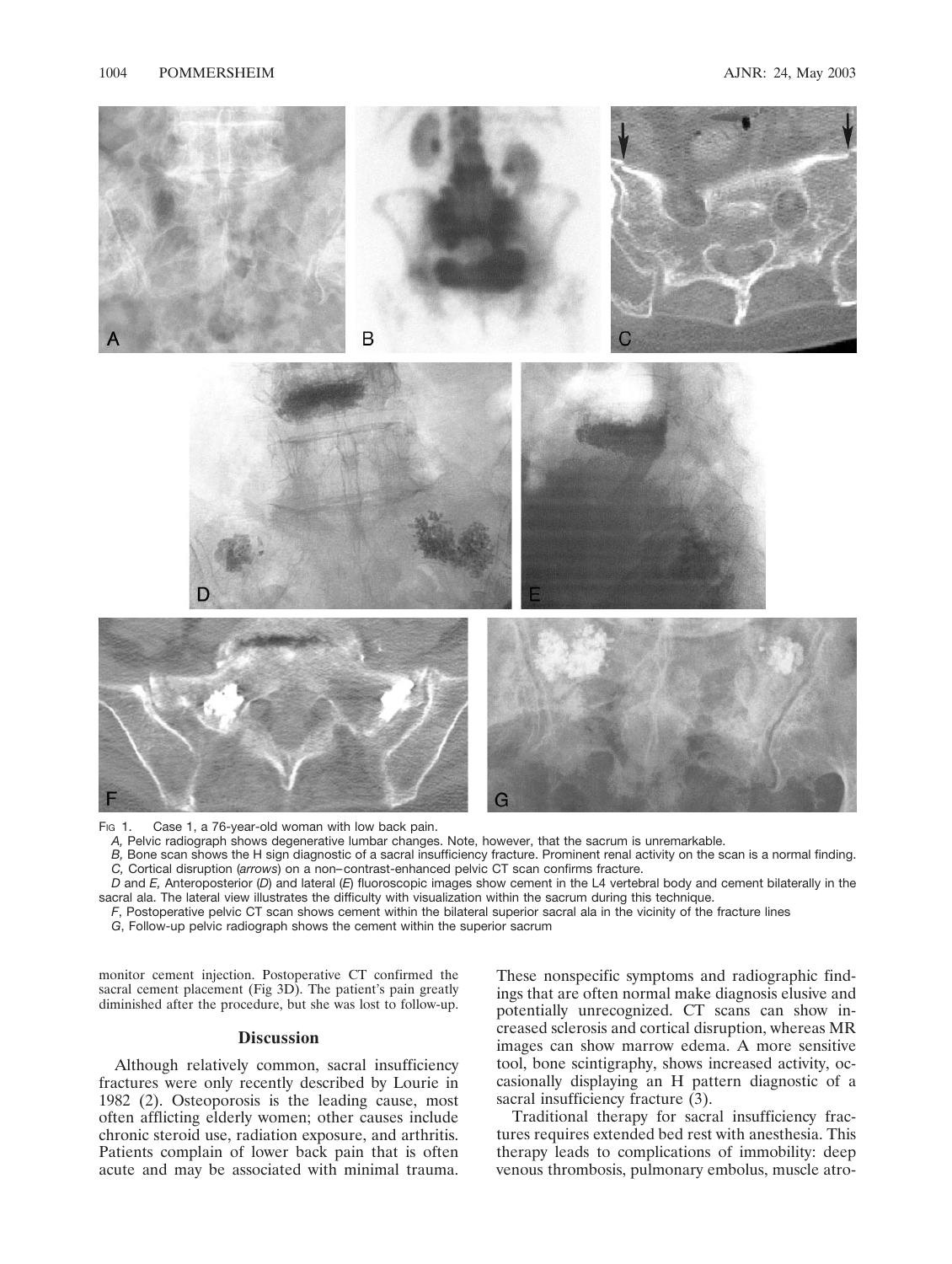Fig 1. Case 1, a 76-year-old woman with low back pain.

*A,* Pelvic radiograph shows degenerative lumbar changes. Note, however, that the sacrum is unremarkable.

*B,* Bone scan shows the H sign diagnostic of a sacral insufficiency fracture. Prominent renal activity on the scan is a normal finding.

*C,* Cortical disruption (*arrows*) on a non–contrast-enhanced pelvic CT scan confirms fracture.

*D* and *E,* Anteroposterior (*D*) and lateral (*E*) fluoroscopic images show cement in the L4 vertebral body and cement bilaterally in the sacral ala. The lateral view illustrates the difficulty with visualization within the sacrum during this technique.

*F*, Postoperative pelvic CT scan shows cement within the bilateral superior sacral ala in the vicinity of the fracture lines

*G*, Follow-up pelvic radiograph shows the cement within the superior sacrum

monitor cement injection. Postoperative CT confirmed the sacral cement placement (Fig 3D). The patient's pain greatly diminished after the procedure, but she was lost to follow-up.

## Discussion

Although relatively common, sacral insufficiency fractures were only recently described by Lourie in 1982 (2). Osteoporosis is the leading cause, most often afflicting elderly women; other causes include chronic steroid use, radiation exposure, and arthritis. Patients complain of lower back pain that is often acute and may be associated with minimal trauma. These nonspecific symptoms and radiographic findings that are often normal make diagnosis elusive and potentially unrecognized. CT scans can show increased sclerosis and cortical disruption, whereas MR images can show marrow edema. A more sensitive tool, bone scintigraphy, shows increased activity, occasionally displaying an H pattern diagnostic of a sacral insufficiency fracture (3).

Traditional therapy for sacral insufficiency fractures requires extended bed rest with anesthesia. This therapy leads to complications of immobility: deep venous thrombosis, pulmonary embolus, muscle atro-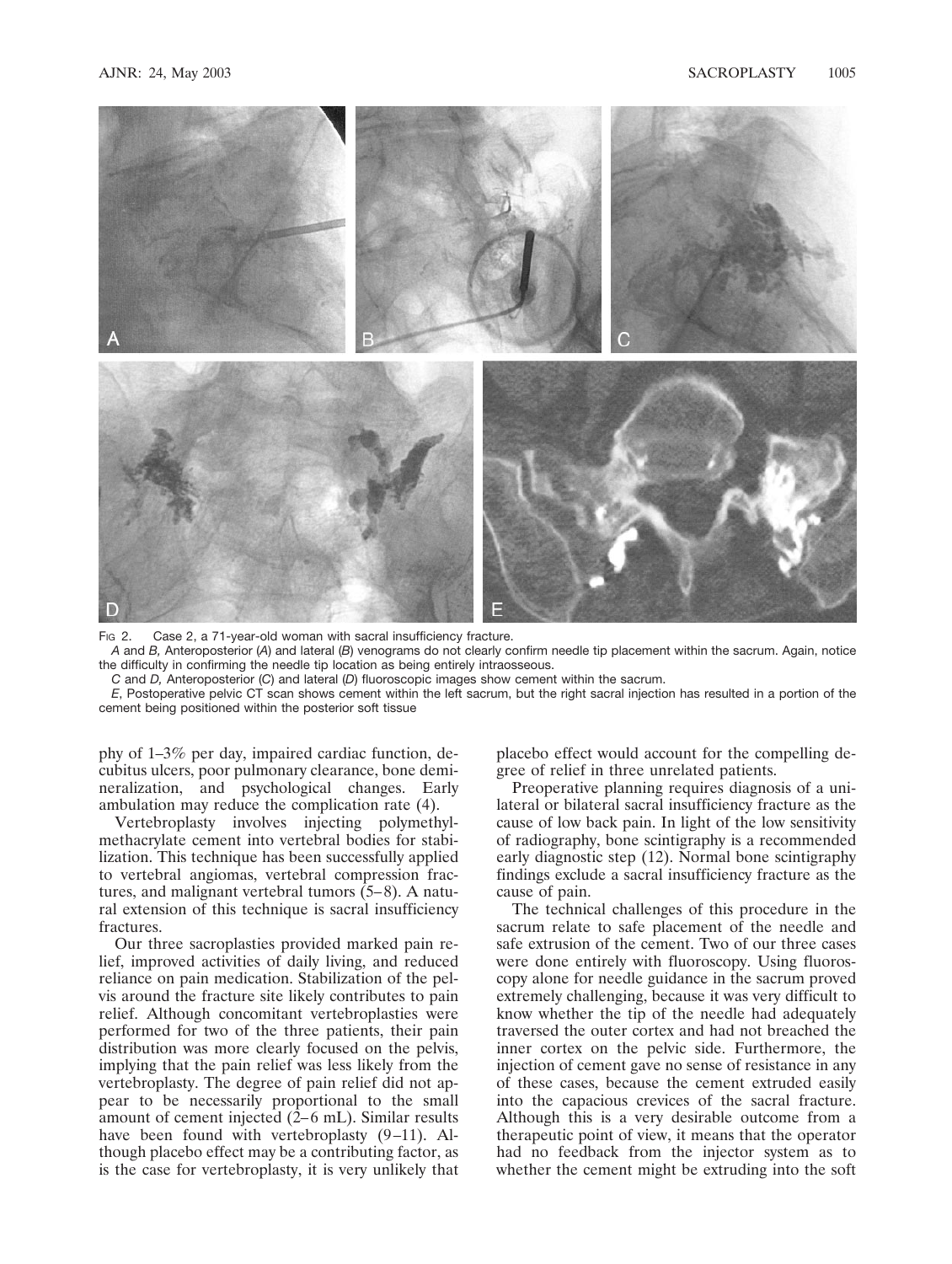Fig 2. Case 2, a 71-year-old woman with sacral insufficiency fracture.

*A* and *B,* Anteroposterior (*A*) and lateral (*B*) venograms do not clearly confirm needle tip placement within the sacrum. Again, notice the difficulty in confirming the needle tip location as being entirely intraosseous.

*C* and *D,* Anteroposterior (*C*) and lateral (*D*) fluoroscopic images show cement within the sacrum.

*E*, Postoperative pelvic CT scan shows cement within the left sacrum, but the right sacral injection has resulted in a portion of the cement being positioned within the posterior soft tissue

phy of 1–3% per day, impaired cardiac function, decubitus ulcers, poor pulmonary clearance, bone demineralization, and psychological changes. Early ambulation may reduce the complication rate (4).

Vertebroplasty involves injecting polymethylmethacrylate cement into vertebral bodies for stabilization. This technique has been successfully applied to vertebral angiomas, vertebral compression fractures, and malignant vertebral tumors (5–8). A natural extension of this technique is sacral insufficiency fractures.

Our three sacroplasties provided marked pain relief, improved activities of daily living, and reduced reliance on pain medication. Stabilization of the pelvis around the fracture site likely contributes to pain relief. Although concomitant vertebroplasties were performed for two of the three patients, their pain distribution was more clearly focused on the pelvis, implying that the pain relief was less likely from the vertebroplasty. The degree of pain relief did not appear to be necessarily proportional to the small amount of cement injected (2–6 mL). Similar results have been found with vertebroplasty (9–11). Although placebo effect may be a contributing factor, as is the case for vertebroplasty, it is very unlikely that placebo effect would account for the compelling degree of relief in three unrelated patients.

Preoperative planning requires diagnosis of a unilateral or bilateral sacral insufficiency fracture as the cause of low back pain. In light of the low sensitivity of radiography, bone scintigraphy is a recommended early diagnostic step (12). Normal bone scintigraphy findings exclude a sacral insufficiency fracture as the cause of pain.

The technical challenges of this procedure in the sacrum relate to safe placement of the needle and safe extrusion of the cement. Two of our three cases were done entirely with fluoroscopy. Using fluoroscopy alone for needle guidance in the sacrum proved extremely challenging, because it was very difficult to know whether the tip of the needle had adequately traversed the outer cortex and had not breached the inner cortex on the pelvic side. Furthermore, the injection of cement gave no sense of resistance in any of these cases, because the cement extruded easily into the capacious crevices of the sacral fracture. Although this is a very desirable outcome from a therapeutic point of view, it means that the operator had no feedback from the injector system as to whether the cement might be extruding into the soft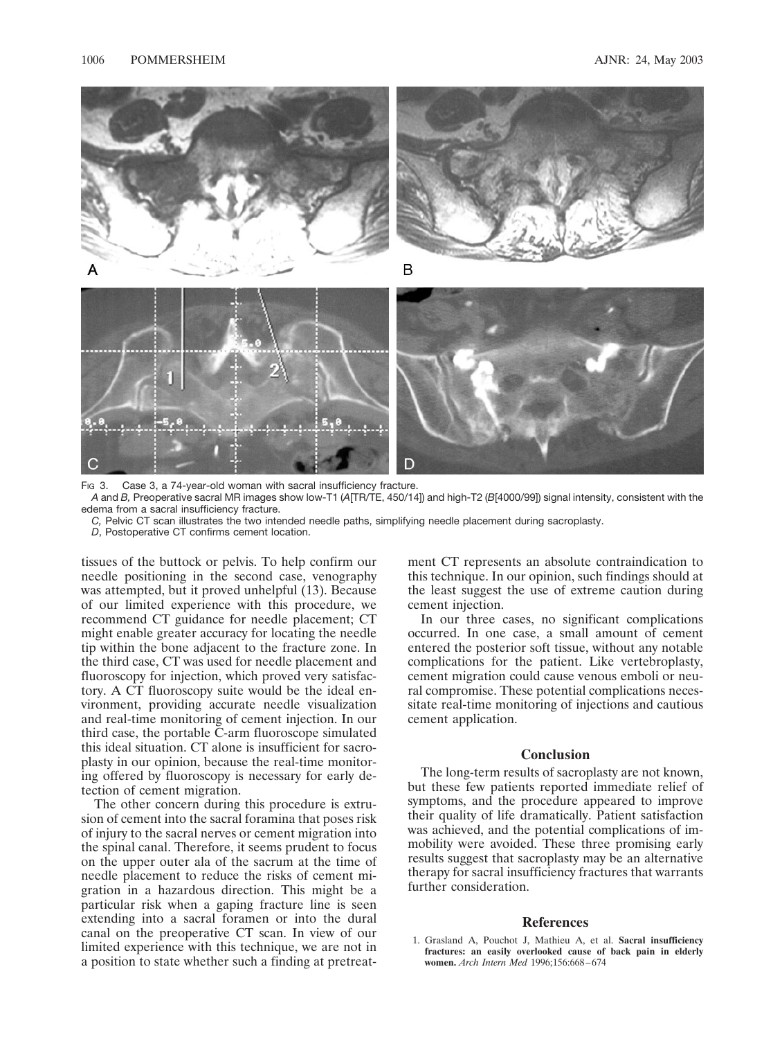FIG 3. Case 3, a 74-year-old woman with sacral insufficiency fracture.

*A* and *B*, Preoperative sacral MR images show low-T1 (*A*[TR/TE, 450/14]) and high-T2 (*B*[4000/99]) signal intensity, consistent with the edema from a sacral insufficiency fracture.

*C*, Pelvic CT scan illustrates the two intended needle paths, simplifying needle placement during sacroplasty.

*D*, Postoperative CT confirms cement location.

tissues of the buttock or pelvis. To help confirm our needle positioning in the second case, venography was attempted, but it proved unhelpful (13). Because of our limited experience with this procedure, we recommend CT guidance for needle placement; CT might enable greater accuracy for locating the needle tip within the bone adjacent to the fracture zone. In the third case, CT was used for needle placement and fluoroscopy for injection, which proved very satisfactory. A CT fluoroscopy suite would be the ideal environment, providing accurate needle visualization and real-time monitoring of cement injection. In our third case, the portable C-arm fluoroscope simulated this ideal situation. CT alone is insufficient for sacroplasty in our opinion, because the real-time monitoring offered by fluoroscopy is necessary for early detection of cement migration.

The other concern during this procedure is extrusion of cement into the sacral foramina that poses risk of injury to the sacral nerves or cement migration into the spinal canal. Therefore, it seems prudent to focus on the upper outer ala of the sacrum at the time of needle placement to reduce the risks of cement migration in a hazardous direction. This might be a particular risk when a gaping fracture line is seen extending into a sacral foramen or into the dural canal on the preoperative CT scan. In view of our limited experience with this technique, we are not in a position to state whether such a finding at pretreatment CT represents an absolute contraindication to this technique. In our opinion, such findings should at the least suggest the use of extreme caution during cement injection.

In our three cases, no significant complications occurred. In one case, a small amount of cement entered the posterior soft tissue, without any notable complications for the patient. Like vertebroplasty, cement migration could cause venous emboli or neural compromise. These potential complications necessitate real-time monitoring of injections and cautious cement application.

## Conclusion

The long-term results of sacroplasty are not known, but these few patients reported immediate relief of symptoms, and the procedure appeared to improve their quality of life dramatically. Patient satisfaction was achieved, and the potential complications of immobility were avoided. These three promising early results suggest that sacroplasty may be an alternative therapy for sacral insufficiency fractures that warrants further consideration.

## References

1. Grasland A, Pouchot J, Mathieu A, et al. **Sacral insufficiency fractures: an easily overlooked cause of back pain in elderly women.** *Arch Intern Med* 1996;156:668–674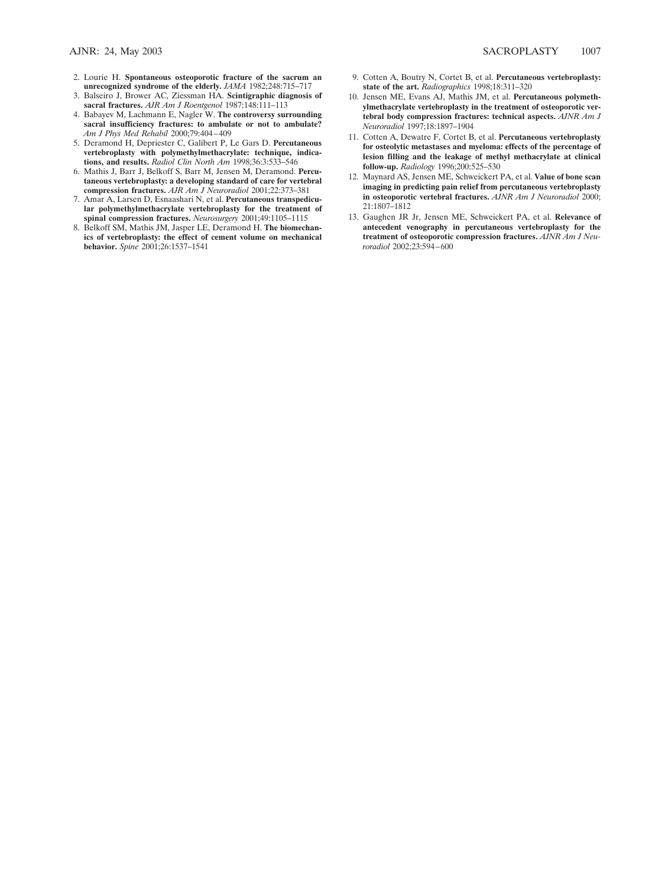2. Lourie H. **Spontaneous osteoporotic fracture of the sacrum an unrecognized syndrome of the elderly.** *JAMA* 1982;248:715–717
3. Balseiro J, Brower AC, Ziessman HA. **Scintigraphic diagnosis of sacral fractures.** *AJR Am J Roentgenol* 1987;148:111–113
4. Babayev M, Lachmann E, Nagler W. **The controversy surrounding sacral insufficiency fractures: to ambulate or not to ambulate?** *Am J Phys Med Rehabil* 2000;79:404–409
5. Deramond H, Depriester C, Galibert P, Le Gars D. **Percutaneous vertebroplasty with polymethylmethacrylate: technique, indications, and results.** *Radiol Clin North Am* 1998;36:3:533–546
6. Mathis J, Barr J, Belkoff S, Barr M, Jensen M, Deramond. **Percutaneous vertebroplasty: a developing standard of care for vertebral compression fractures.** *AJR Am J Neuroradiol* 2001;22:373–381
7. Amar A, Larsen D, Esnaashari N, et al. **Percutaneous transpedicular polymethylmethacrylate vertebroplasty for the treatment of spinal compression fractures.** *Neurosurgery* 2001;49:1105–1115
8. Belkoff SM, Mathis JM, Jasper LE, Deramond H. **The biomechanics of vertebroplasty: the effect of cement volume on mechanical behavior.** *Spine* 2001;26:1537–1541
9. Cotten A, Boutry N, Cortet B, et al. **Percutaneous vertebroplasty: state of the art.** *Radiographics* 1998;18:311–320
10. Jensen ME, Evans AJ, Mathis JM, et al. **Percutaneous polymethylmethacrylate vertebroplasty in the treatment of osteoporotic vertebral body compression fractures: technical aspects.** *AJNR Am J Neuroradiol* 1997;18:1897–1904
11. Cotten A, Dewatre F, Cortet B, et al. **Percutaneous vertebroplasty for osteolytic metastases and myeloma: effects of the percentage of lesion filling and the leakage of methyl methacrylate at clinical follow-up.** *Radiology* 1996;200:525–530
12. Maynard AS, Jensen ME, Schweickert PA, et al. **Value of bone scan imaging in predicting pain relief from percutaneous vertebroplasty in osteoporotic vertebral fractures.** *AJNR Am J Neuroradiol* 2000; 21:1807–1812
13. Gaughen JR Jr, Jensen ME, Schweickert PA, et al. **Relevance of antecedent venography in percutaneous vertebroplasty for the treatment of osteoporotic compression fractures.** *AJNR Am J Neuroradiol* 2002;23:594–600